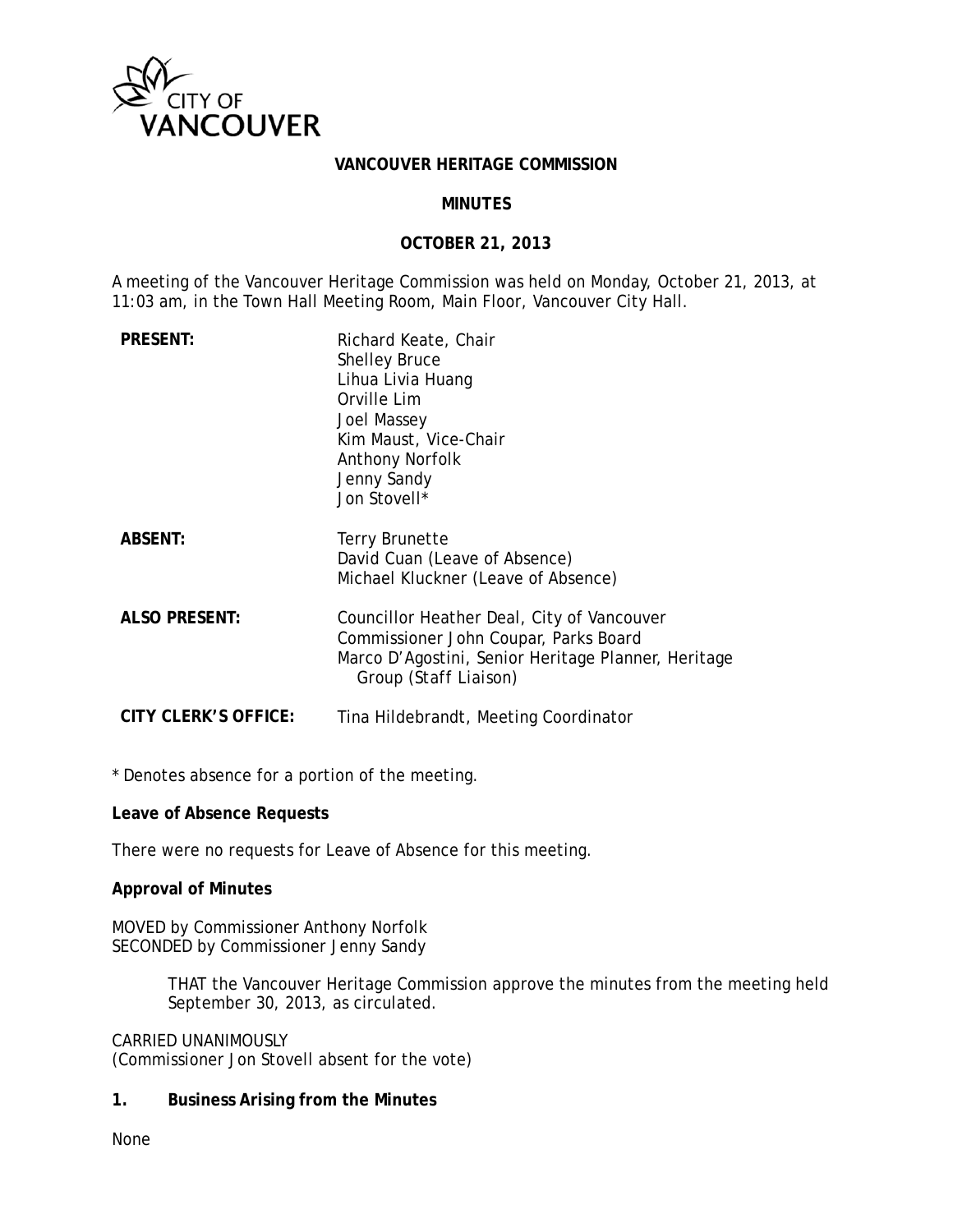CITY OF VANCOUVER

# VANCOUVER HERITAGE COMMISSION

## MINUTES

## OCTOBER 21, 2013

A meeting of the Vancouver Heritage Commission was held on Monday, October 21, 2013, at 11:03 am, in the Town Hall Meeting Room, Main Floor, Vancouver City Hall.

**PRESENT:**
Richard Keate, Chair
Shelley Bruce
Lihua Livia Huang
Orville Lim
Joel Massey
Kim Maust, Vice-Chair
Anthony Norfolk
Jenny Sandy
Jon Stovell*

**ABSENT:**
Terry Brunette
David Cuan (Leave of Absence)
Michael Kluckner (Leave of Absence)

**ALSO PRESENT:**
Councillor Heather Deal, City of Vancouver
Commissioner John Coupar, Parks Board
Marco D'Agostini, Senior Heritage Planner, Heritage Group (Staff Liaison)

**CITY CLERK'S OFFICE:**
Tina Hildebrandt, Meeting Coordinator

\* Denotes absence for a portion of the meeting.

**Leave of Absence Requests**

There were no requests for Leave of Absence for this meeting.

**Approval of Minutes**

MOVED by Commissioner Anthony Norfolk
SECONDED by Commissioner Jenny Sandy

> THAT the Vancouver Heritage Commission approve the minutes from the meeting held September 30, 2013, as circulated.

CARRIED UNANIMOUSLY
(Commissioner Jon Stovell absent for the vote)

**1. Business Arising from the Minutes**

None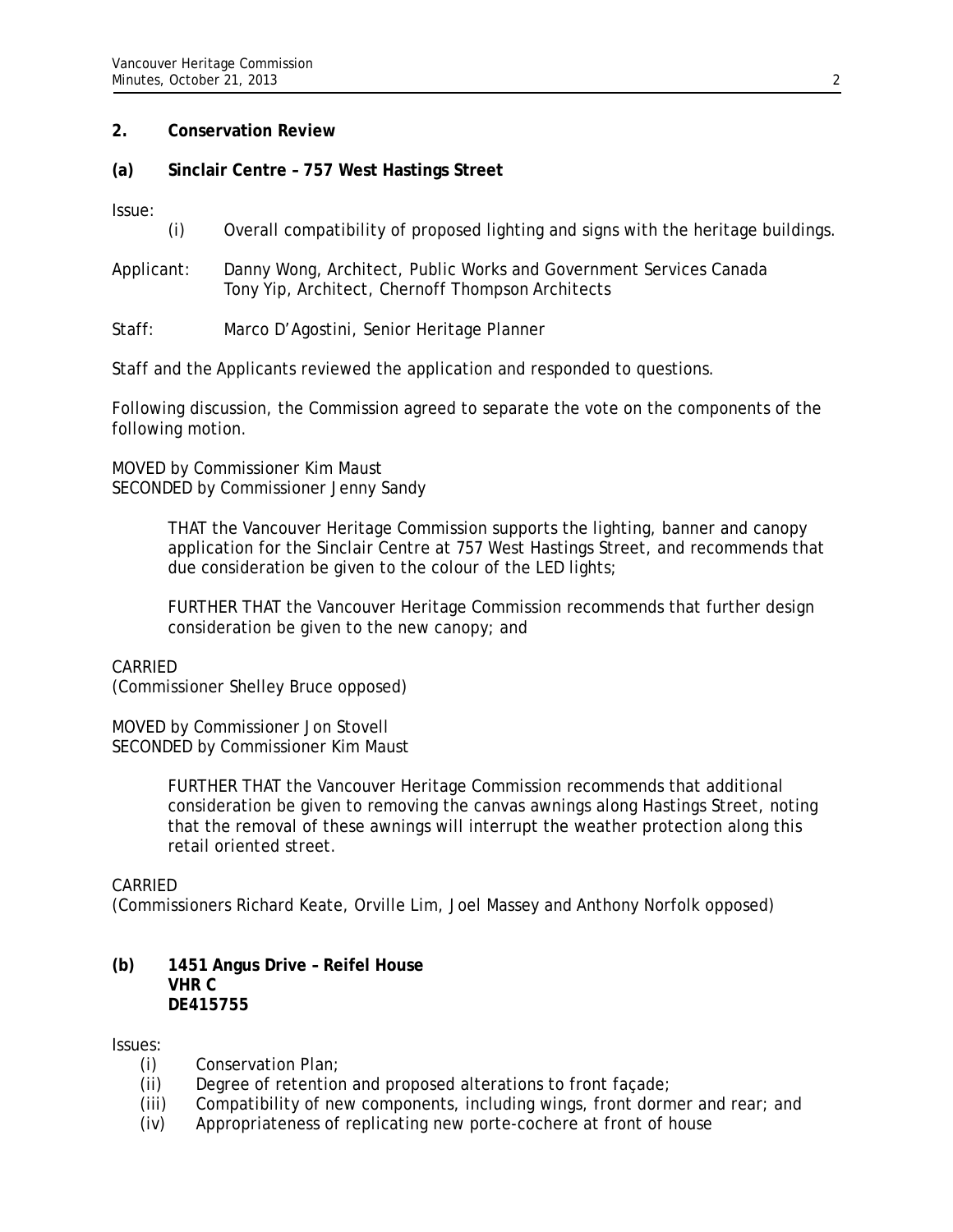## 2. Conservation Review

### (a) Sinclair Centre – 757 West Hastings Street

Issue:

(i) Overall compatibility of proposed lighting and signs with the heritage buildings.

Applicant: Danny Wong, Architect, Public Works and Government Services Canada
Tony Yip, Architect, Chernoff Thompson Architects

Staff: Marco D'Agostini, Senior Heritage Planner

Staff and the Applicants reviewed the application and responded to questions.

Following discussion, the Commission agreed to separate the vote on the components of the following motion.

MOVED by Commissioner Kim Maust
SECONDED by Commissioner Jenny Sandy

> THAT the Vancouver Heritage Commission supports the lighting, banner and canopy application for the Sinclair Centre at 757 West Hastings Street, and recommends that due consideration be given to the colour of the LED lights;
>
> FURTHER THAT the Vancouver Heritage Commission recommends that further design consideration be given to the new canopy; and

CARRIED
(Commissioner Shelley Bruce opposed)

MOVED by Commissioner Jon Stovell
SECONDED by Commissioner Kim Maust

> FURTHER THAT the Vancouver Heritage Commission recommends that additional consideration be given to removing the canvas awnings along Hastings Street, noting that the removal of these awnings will interrupt the weather protection along this retail oriented street.

CARRIED
(Commissioners Richard Keate, Orville Lim, Joel Massey and Anthony Norfolk opposed)

### (b) 1451 Angus Drive – Reifel House
**VHR C**
**DE415755**

Issues:

(i) Conservation Plan;
(ii) Degree of retention and proposed alterations to front façade;
(iii) Compatibility of new components, including wings, front dormer and rear; and
(iv) Appropriateness of replicating new porte-cochere at front of house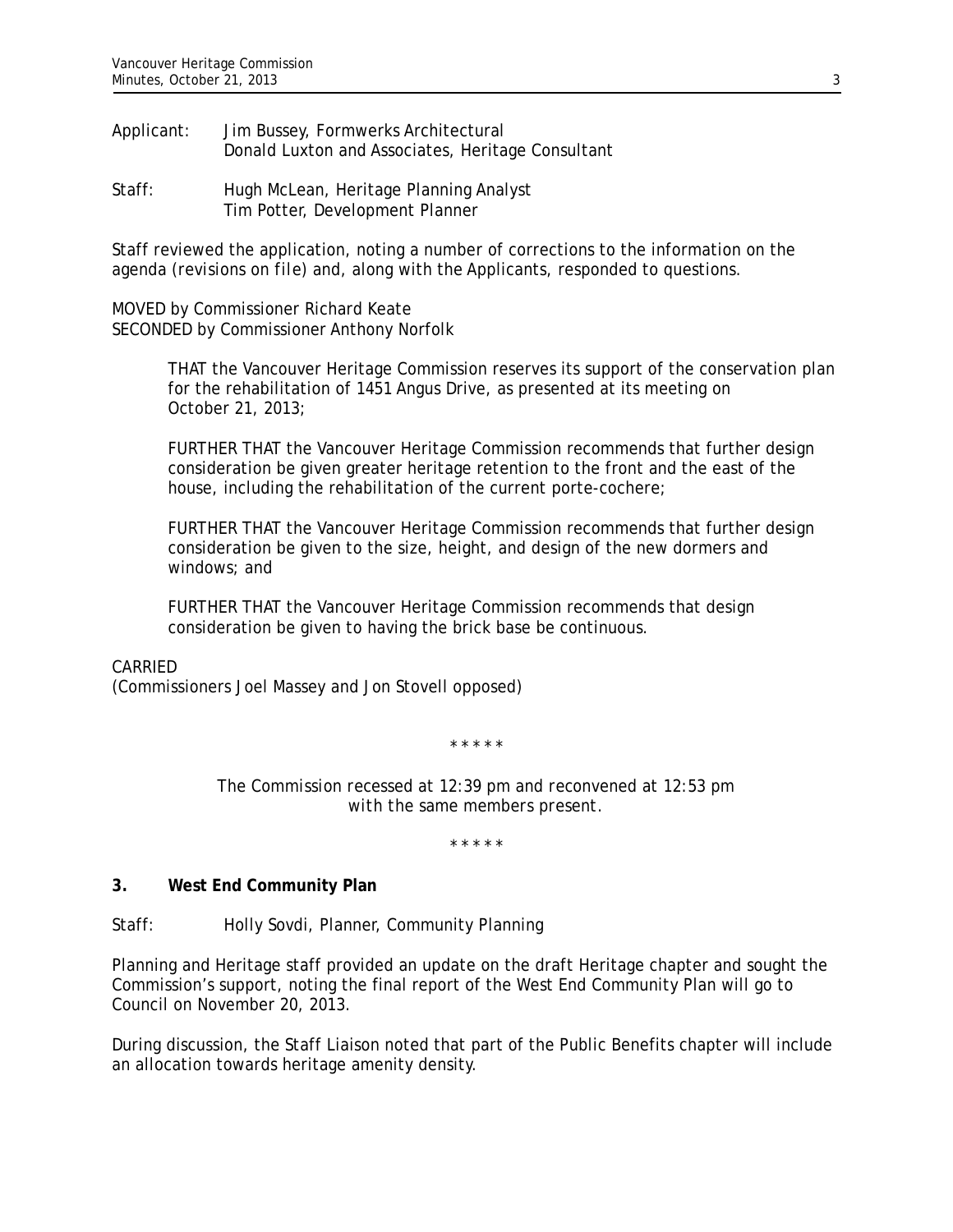Applicant: Jim Bussey, Formwerks Architectural
Donald Luxton and Associates, Heritage Consultant

Staff: Hugh McLean, Heritage Planning Analyst
Tim Potter, Development Planner

Staff reviewed the application, noting a number of corrections to the information on the agenda (revisions on file) and, along with the Applicants, responded to questions.

MOVED by Commissioner Richard Keate
SECONDED by Commissioner Anthony Norfolk

> THAT the Vancouver Heritage Commission reserves its support of the conservation plan for the rehabilitation of 1451 Angus Drive, as presented at its meeting on October 21, 2013;
>
> FURTHER THAT the Vancouver Heritage Commission recommends that further design consideration be given greater heritage retention to the front and the east of the house, including the rehabilitation of the current porte-cochere;
>
> FURTHER THAT the Vancouver Heritage Commission recommends that further design consideration be given to the size, height, and design of the new dormers and windows; and
>
> FURTHER THAT the Vancouver Heritage Commission recommends that design consideration be given to having the brick base be continuous.

CARRIED
(Commissioners Joel Massey and Jon Stovell opposed)

\* \* \* \* \*

*The Commission recessed at 12:39 pm and reconvened at 12:53 pm with the same members present.*

\* \* \* \* \*

**3. West End Community Plan**

Staff: Holly Sovdi, Planner, Community Planning

Planning and Heritage staff provided an update on the draft Heritage chapter and sought the Commission's support, noting the final report of the West End Community Plan will go to Council on November 20, 2013.

During discussion, the Staff Liaison noted that part of the Public Benefits chapter will include an allocation towards heritage amenity density.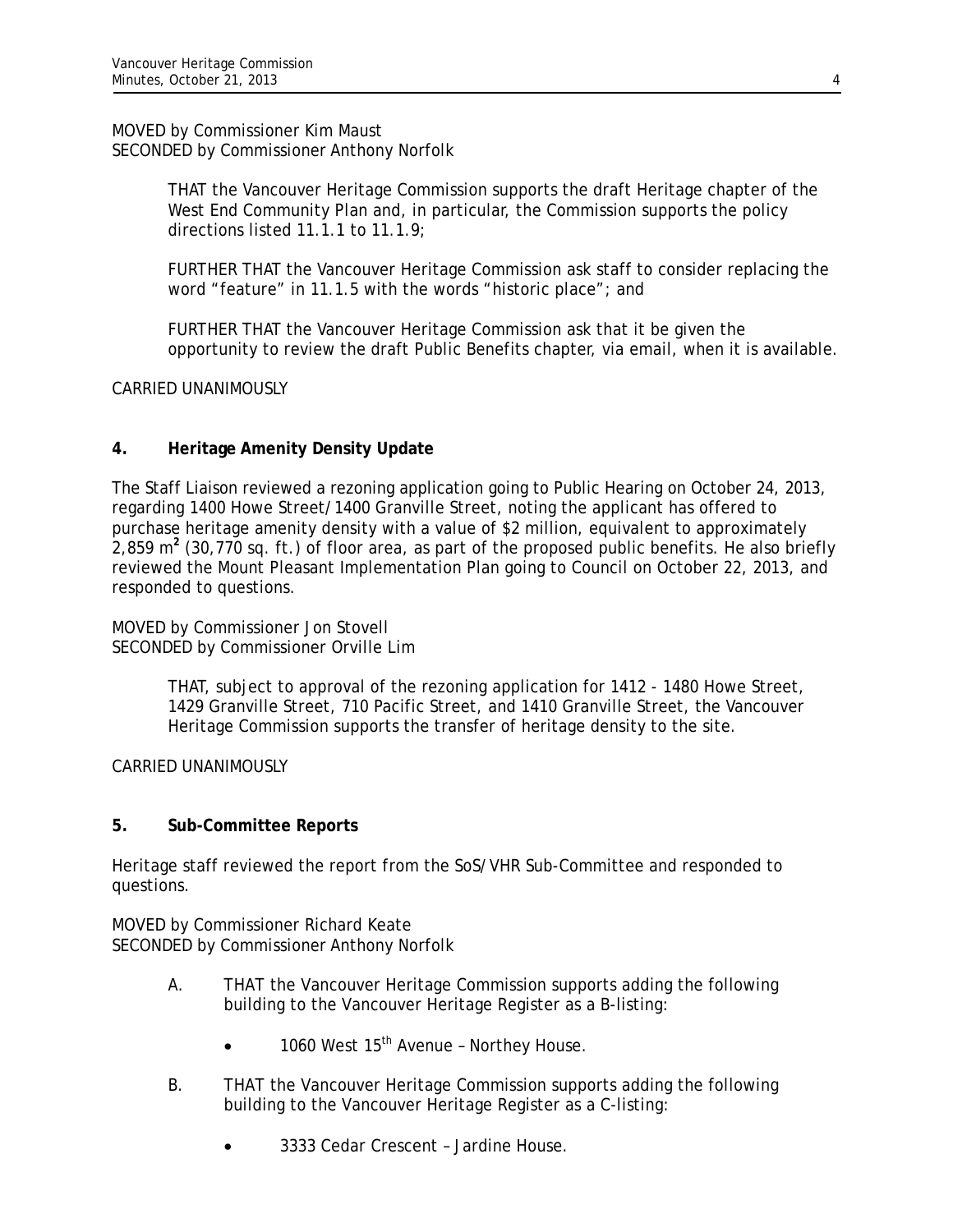MOVED by Commissioner Kim Maust
SECONDED by Commissioner Anthony Norfolk

> THAT the Vancouver Heritage Commission supports the draft Heritage chapter of the West End Community Plan and, in particular, the Commission supports the policy directions listed 11.1.1 to 11.1.9;
>
> FURTHER THAT the Vancouver Heritage Commission ask staff to consider replacing the word "feature" in 11.1.5 with the words "historic place"; and
>
> FURTHER THAT the Vancouver Heritage Commission ask that it be given the opportunity to review the draft Public Benefits chapter, via email, when it is available.

CARRIED UNANIMOUSLY

## 4. Heritage Amenity Density Update

The Staff Liaison reviewed a rezoning application going to Public Hearing on October 24, 2013, regarding 1400 Howe Street/1400 Granville Street, noting the applicant has offered to purchase heritage amenity density with a value of $2 million, equivalent to approximately 2,859 m$^2$ (30,770 sq. ft.) of floor area, as part of the proposed public benefits. He also briefly reviewed the Mount Pleasant Implementation Plan going to Council on October 22, 2013, and responded to questions.

MOVED by Commissioner Jon Stovell
SECONDED by Commissioner Orville Lim

> THAT, subject to approval of the rezoning application for 1412 - 1480 Howe Street, 1429 Granville Street, 710 Pacific Street, and 1410 Granville Street, the Vancouver Heritage Commission supports the transfer of heritage density to the site.

CARRIED UNANIMOUSLY

## 5. Sub-Committee Reports

Heritage staff reviewed the report from the SoS/VHR Sub-Committee and responded to questions.

MOVED by Commissioner Richard Keate
SECONDED by Commissioner Anthony Norfolk

A. THAT the Vancouver Heritage Commission supports adding the following building to the Vancouver Heritage Register as a B-listing:

- 1060 West 15th Avenue – Northey House.

B. THAT the Vancouver Heritage Commission supports adding the following building to the Vancouver Heritage Register as a C-listing:

- 3333 Cedar Crescent – Jardine House.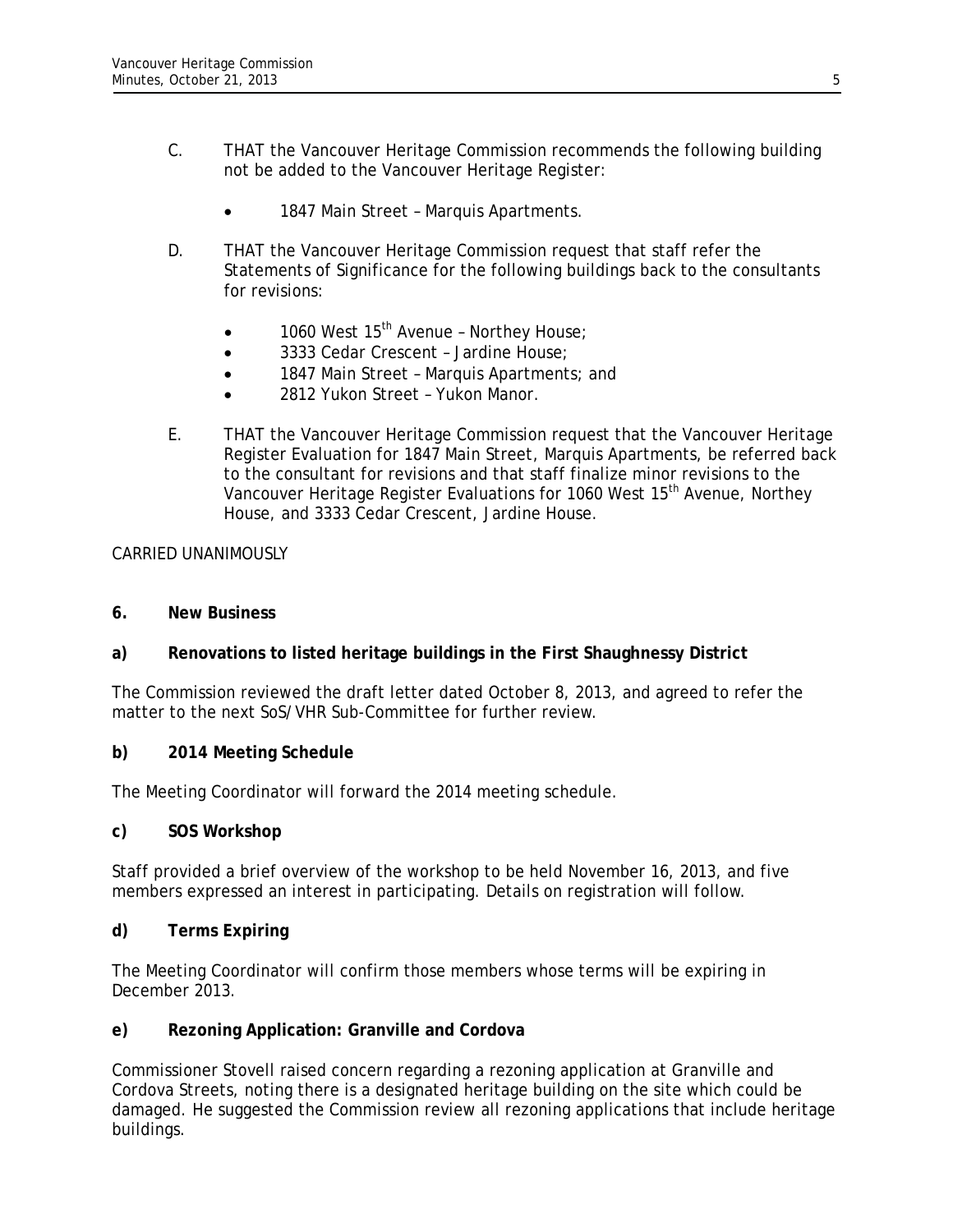C. THAT the Vancouver Heritage Commission recommends the following building not be added to the Vancouver Heritage Register:

- 1847 Main Street – Marquis Apartments.

D. THAT the Vancouver Heritage Commission request that staff refer the Statements of Significance for the following buildings back to the consultants for revisions:

- 1060 West 15th Avenue – Northey House;
- 3333 Cedar Crescent – Jardine House;
- 1847 Main Street – Marquis Apartments; and
- 2812 Yukon Street – Yukon Manor.

E. THAT the Vancouver Heritage Commission request that the Vancouver Heritage Register Evaluation for 1847 Main Street, Marquis Apartments, be referred back to the consultant for revisions and that staff finalize minor revisions to the Vancouver Heritage Register Evaluations for 1060 West 15th Avenue, Northey House, and 3333 Cedar Crescent, Jardine House.

CARRIED UNANIMOUSLY

**6. New Business**

**a) Renovations to listed heritage buildings in the First Shaughnessy District**

The Commission reviewed the draft letter dated October 8, 2013, and agreed to refer the matter to the next SoS/VHR Sub-Committee for further review.

**b) 2014 Meeting Schedule**

The Meeting Coordinator will forward the 2014 meeting schedule.

**c) SOS Workshop**

Staff provided a brief overview of the workshop to be held November 16, 2013, and five members expressed an interest in participating. Details on registration will follow.

**d) Terms Expiring**

The Meeting Coordinator will confirm those members whose terms will be expiring in December 2013.

**e) Rezoning Application: Granville and Cordova**

Commissioner Stovell raised concern regarding a rezoning application at Granville and Cordova Streets, noting there is a designated heritage building on the site which could be damaged. He suggested the Commission review all rezoning applications that include heritage buildings.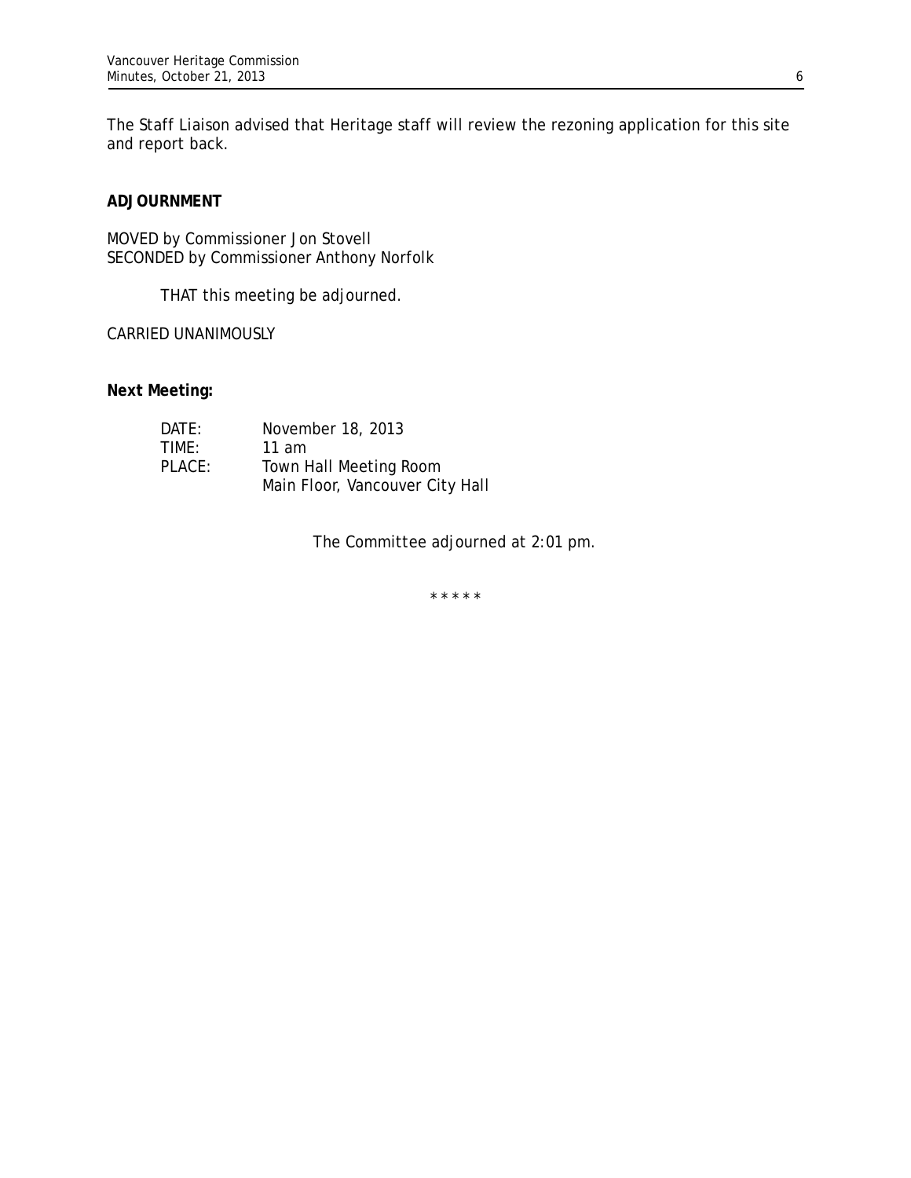The Staff Liaison advised that Heritage staff will review the rezoning application for this site and report back.

**ADJOURNMENT**

MOVED by Commissioner Jon Stovell
SECONDED by Commissioner Anthony Norfolk

THAT this meeting be adjourned.

CARRIED UNANIMOUSLY

**Next Meeting:**

| | |
|---|---|
| DATE: | November 18, 2013 |
| TIME: | 11 am |
| PLACE: | Town Hall Meeting Room<br>Main Floor, Vancouver City Hall |

The Committee adjourned at 2:01 pm.

\* \* \* \* \*